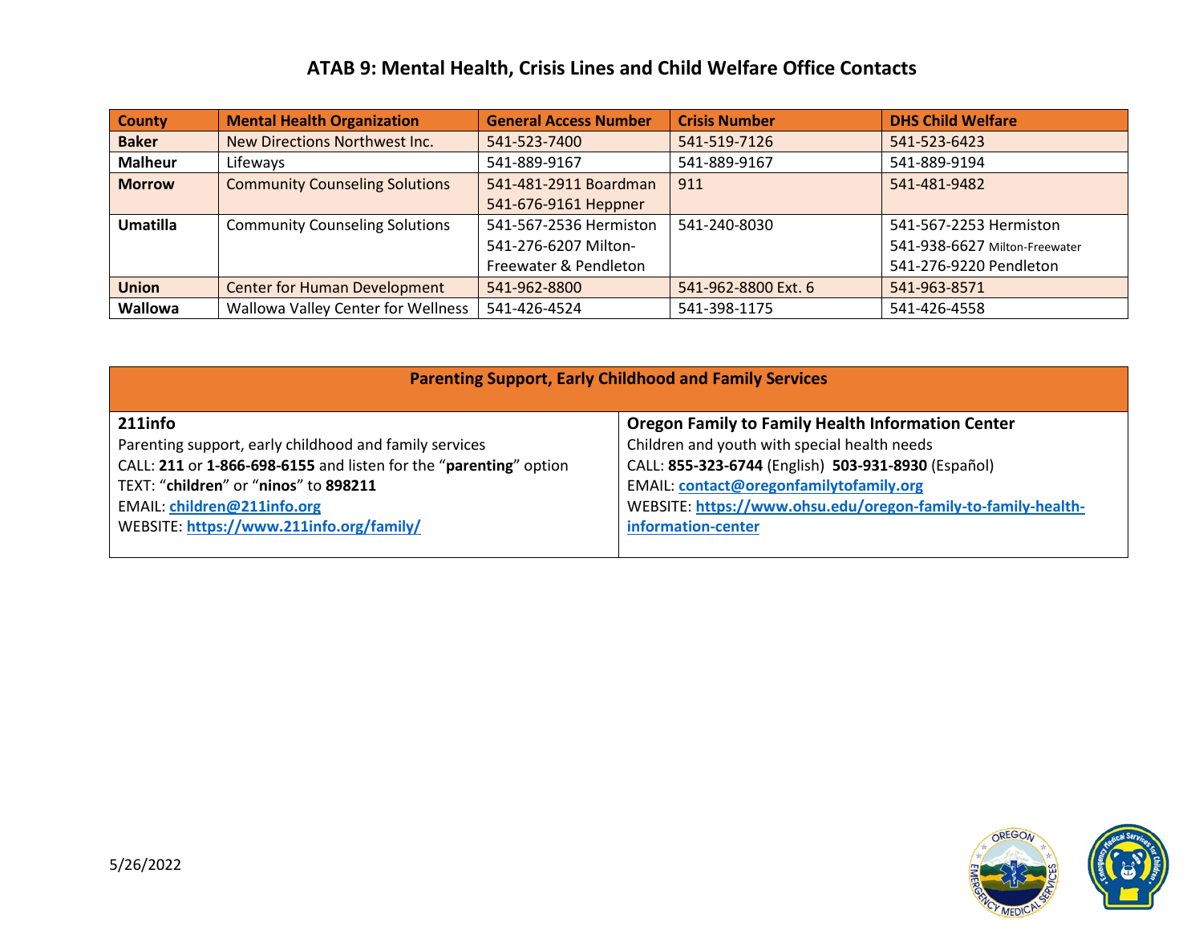# ATAB 9: Mental Health, Crisis Lines and Child Welfare Office Contacts

| County | Mental Health Organization | General Access Number | Crisis Number | DHS Child Welfare |
|---|---|---|---|---|
| **Baker** | New Directions Northwest Inc. | 541-523-7400 | 541-519-7126 | 541-523-6423 |
| **Malheur** | Lifeways | 541-889-9167 | 541-889-9167 | 541-889-9194 |
| **Morrow** | Community Counseling Solutions | 541-481-2911 Boardman<br>541-676-9161 Heppner | 911 | 541-481-9482 |
| **Umatilla** | Community Counseling Solutions | 541-567-2536 Hermiston<br>541-276-6207 Milton-Freewater & Pendleton | 541-240-8030 | 541-567-2253 Hermiston<br>541-938-6627 Milton-Freewater<br>541-276-9220 Pendleton |
| **Union** | Center for Human Development | 541-962-8800 | 541-962-8800 Ext. 6 | 541-963-8571 |
| **Wallowa** | Wallowa Valley Center for Wellness | 541-426-4524 | 541-398-1175 | 541-426-4558 |

## Parenting Support, Early Childhood and Family Services

**211info**
Parenting support, early childhood and family services
CALL: **211** or **1-866-698-6155** and listen for the "**parenting**" option
TEXT: "**children**" or "**ninos**" to **898211**
EMAIL: **children@211info.org**
WEBSITE: **https://www.211info.org/family/**

**Oregon Family to Family Health Information Center**
Children and youth with special health needs
CALL: **855-323-6744** (English) **503-931-8930** (Español)
EMAIL: **contact@oregonfamilytofamily.org**
WEBSITE: **https://www.ohsu.edu/oregon-family-to-family-health-information-center**

5/26/2022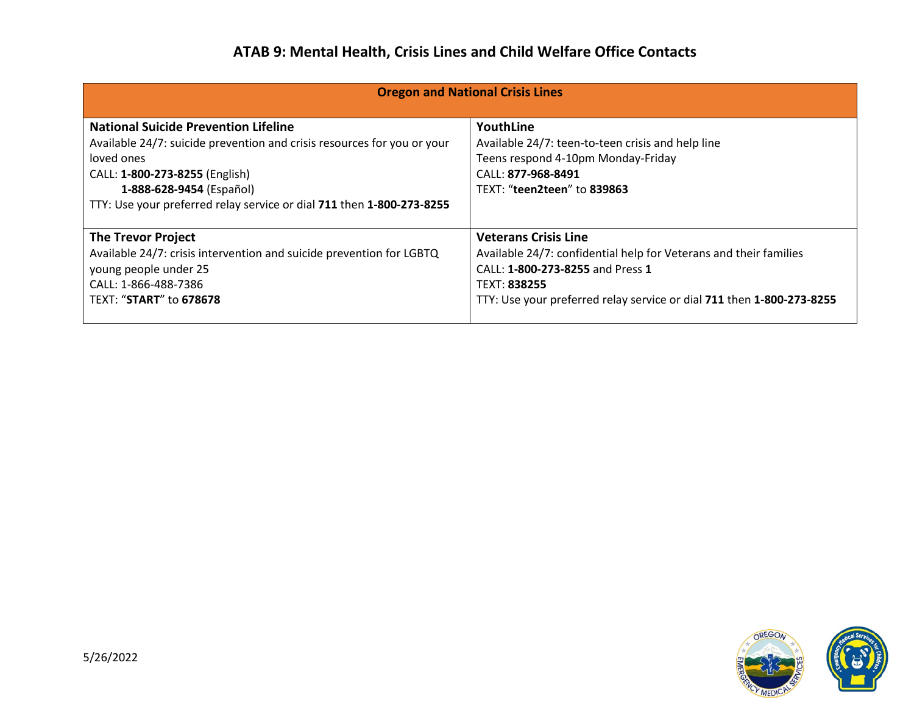# ATAB 9: Mental Health, Crisis Lines and Child Welfare Office Contacts

| **Oregon and National Crisis Lines** | |
|---|---|
| **National Suicide Prevention Lifeline**<br>Available 24/7: suicide prevention and crisis resources for you or your loved ones<br>CALL: **1-800-273-8255** (English)<br>**1-888-628-9454** (Español)<br>TTY: Use your preferred relay service or dial **711** then **1-800-273-8255** | **YouthLine**<br>Available 24/7: teen-to-teen crisis and help line<br>Teens respond 4-10pm Monday-Friday<br>CALL: **877-968-8491**<br>TEXT: "**teen2teen**" to **839863** |
| **The Trevor Project**<br>Available 24/7: crisis intervention and suicide prevention for LGBTQ young people under 25<br>CALL: 1-866-488-7386<br>TEXT: "**START**" to **678678** | **Veterans Crisis Line**<br>Available 24/7: confidential help for Veterans and their families<br>CALL: **1-800-273-8255** and Press **1**<br>TEXT: **838255**<br>TTY: Use your preferred relay service or dial **711** then **1-800-273-8255** |

5/26/2022